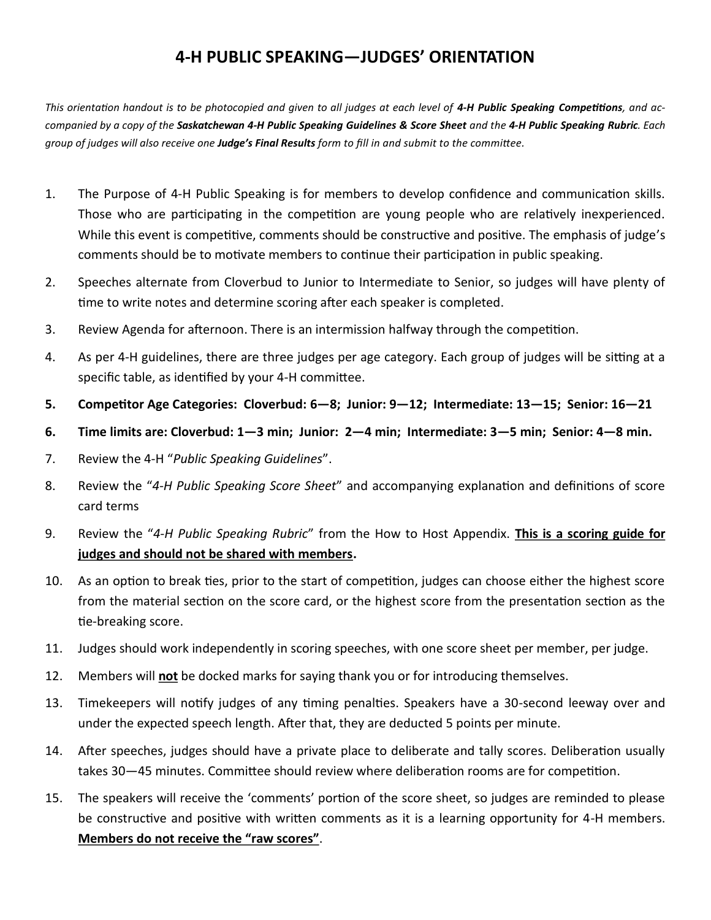# 4-H PUBLIC SPEAKING—JUDGES' ORIENTATION

*This orientation handout is to be photocopied and given to all judges at each level of **4-H Public Speaking Competitions**, and accompanied by a copy of the **Saskatchewan 4-H Public Speaking Guidelines & Score Sheet** and the **4-H Public Speaking Rubric**. Each group of judges will also receive one **Judge's Final Results** form to fill in and submit to the committee.*

1. The Purpose of 4-H Public Speaking is for members to develop confidence and communication skills. Those who are participating in the competition are young people who are relatively inexperienced. While this event is competitive, comments should be constructive and positive. The emphasis of judge's comments should be to motivate members to continue their participation in public speaking.
2. Speeches alternate from Cloverbud to Junior to Intermediate to Senior, so judges will have plenty of time to write notes and determine scoring after each speaker is completed.
3. Review Agenda for afternoon. There is an intermission halfway through the competition.
4. As per 4-H guidelines, there are three judges per age category. Each group of judges will be sitting at a specific table, as identified by your 4-H committee.
5. **Competitor Age Categories: Cloverbud: 6—8; Junior: 9—12; Intermediate: 13—15; Senior: 16—21**
6. **Time limits are: Cloverbud: 1—3 min; Junior: 2—4 min; Intermediate: 3—5 min; Senior: 4—8 min.**
7. Review the 4-H "*Public Speaking Guidelines*".
8. Review the "*4-H Public Speaking Score Sheet*" and accompanying explanation and definitions of score card terms
9. Review the "*4-H Public Speaking Rubric*" from the How to Host Appendix. **<u>This is a scoring guide for judges and should not be shared with members</u>.**
10. As an option to break ties, prior to the start of competition, judges can choose either the highest score from the material section on the score card, or the highest score from the presentation section as the tie-breaking score.
11. Judges should work independently in scoring speeches, with one score sheet per member, per judge.
12. Members will **<u>not</u>** be docked marks for saying thank you or for introducing themselves.
13. Timekeepers will notify judges of any timing penalties. Speakers have a 30-second leeway over and under the expected speech length. After that, they are deducted 5 points per minute.
14. After speeches, judges should have a private place to deliberate and tally scores. Deliberation usually takes 30—45 minutes. Committee should review where deliberation rooms are for competition.
15. The speakers will receive the 'comments' portion of the score sheet, so judges are reminded to please be constructive and positive with written comments as it is a learning opportunity for 4-H members. **<u>Members do not receive the "raw scores"</u>**.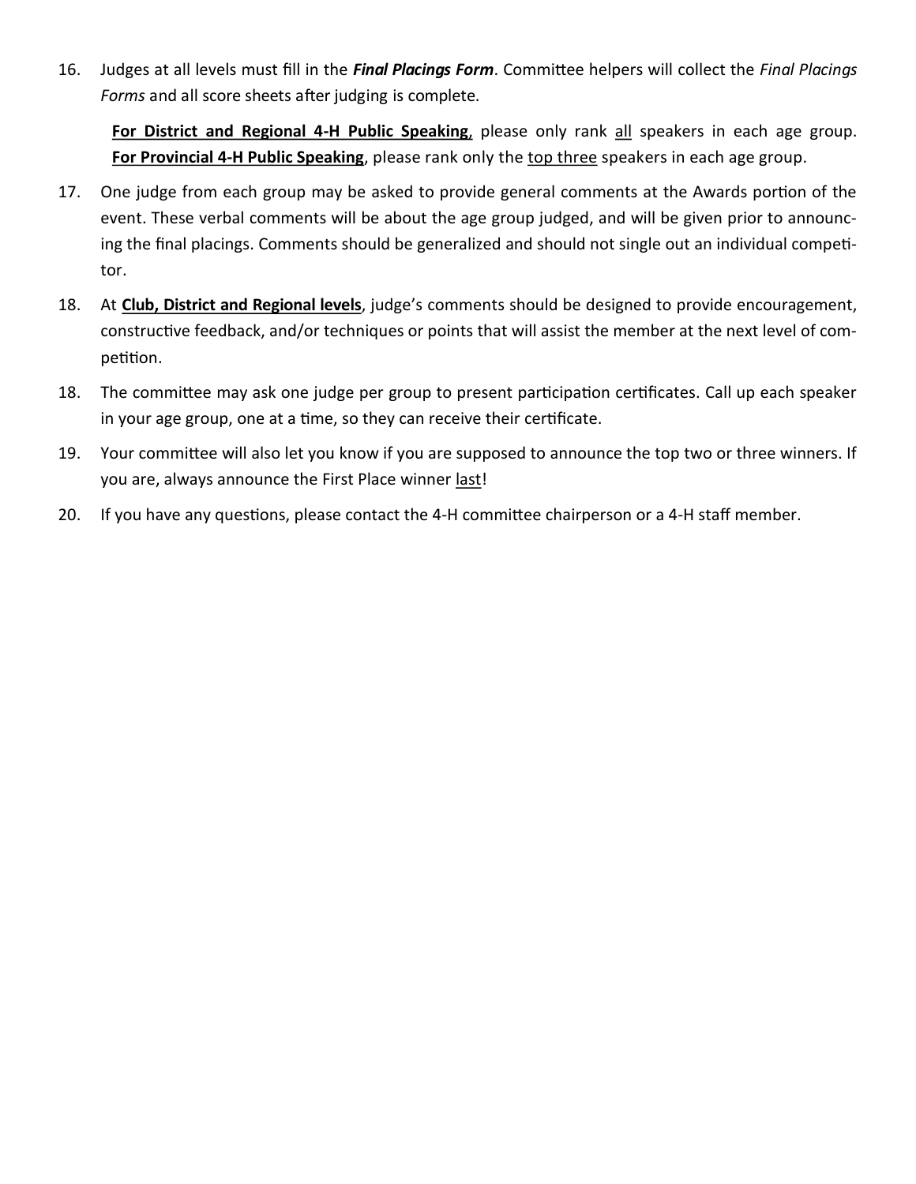16. Judges at all levels must fill in the ***Final Placings Form***. Committee helpers will collect the *Final Placings Forms* and all score sheets after judging is complete.

    **For District and Regional 4-H Public Speaking**, please only rank all speakers in each age group. **For Provincial 4-H Public Speaking**, please rank only the top three speakers in each age group.

17. One judge from each group may be asked to provide general comments at the Awards portion of the event. These verbal comments will be about the age group judged, and will be given prior to announcing the final placings. Comments should be generalized and should not single out an individual competitor.

18. At **Club, District and Regional levels**, judge's comments should be designed to provide encouragement, constructive feedback, and/or techniques or points that will assist the member at the next level of competition.

18. The committee may ask one judge per group to present participation certificates. Call up each speaker in your age group, one at a time, so they can receive their certificate.

19. Your committee will also let you know if you are supposed to announce the top two or three winners. If you are, always announce the First Place winner last!

20. If you have any questions, please contact the 4-H committee chairperson or a 4-H staff member.